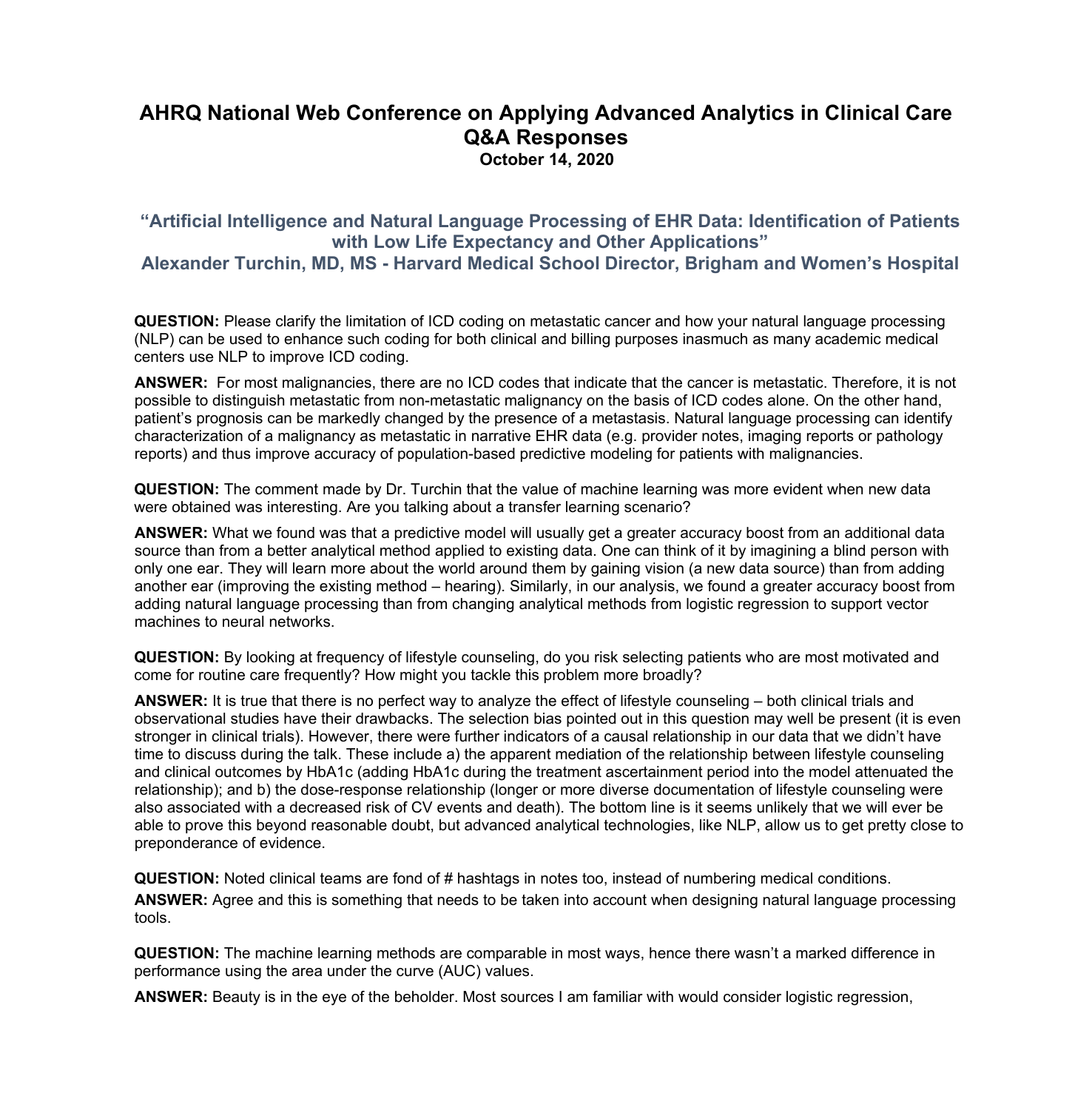# AHRQ National Web Conference on Applying Advanced Analytics in Clinical Care Q&A Responses

**October 14, 2020**

## "Artificial Intelligence and Natural Language Processing of EHR Data: Identification of Patients with Low Life Expectancy and Other Applications"

## Alexander Turchin, MD, MS - Harvard Medical School Director, Brigham and Women's Hospital

**QUESTION:** Please clarify the limitation of ICD coding on metastatic cancer and how your natural language processing (NLP) can be used to enhance such coding for both clinical and billing purposes inasmuch as many academic medical centers use NLP to improve ICD coding.

**ANSWER:** For most malignancies, there are no ICD codes that indicate that the cancer is metastatic. Therefore, it is not possible to distinguish metastatic from non-metastatic malignancy on the basis of ICD codes alone. On the other hand, patient's prognosis can be markedly changed by the presence of a metastasis. Natural language processing can identify characterization of a malignancy as metastatic in narrative EHR data (e.g. provider notes, imaging reports or pathology reports) and thus improve accuracy of population-based predictive modeling for patients with malignancies.

**QUESTION:** The comment made by Dr. Turchin that the value of machine learning was more evident when new data were obtained was interesting. Are you talking about a transfer learning scenario?

**ANSWER:** What we found was that a predictive model will usually get a greater accuracy boost from an additional data source than from a better analytical method applied to existing data. One can think of it by imagining a blind person with only one ear. They will learn more about the world around them by gaining vision (a new data source) than from adding another ear (improving the existing method – hearing). Similarly, in our analysis, we found a greater accuracy boost from adding natural language processing than from changing analytical methods from logistic regression to support vector machines to neural networks.

**QUESTION:** By looking at frequency of lifestyle counseling, do you risk selecting patients who are most motivated and come for routine care frequently? How might you tackle this problem more broadly?

**ANSWER:** It is true that there is no perfect way to analyze the effect of lifestyle counseling – both clinical trials and observational studies have their drawbacks. The selection bias pointed out in this question may well be present (it is even stronger in clinical trials). However, there were further indicators of a causal relationship in our data that we didn't have time to discuss during the talk. These include a) the apparent mediation of the relationship between lifestyle counseling and clinical outcomes by HbA1c (adding HbA1c during the treatment ascertainment period into the model attenuated the relationship); and b) the dose-response relationship (longer or more diverse documentation of lifestyle counseling were also associated with a decreased risk of CV events and death). The bottom line is it seems unlikely that we will ever be able to prove this beyond reasonable doubt, but advanced analytical technologies, like NLP, allow us to get pretty close to preponderance of evidence.

**QUESTION:** Noted clinical teams are fond of # hashtags in notes too, instead of numbering medical conditions.

**ANSWER:** Agree and this is something that needs to be taken into account when designing natural language processing tools.

**QUESTION:** The machine learning methods are comparable in most ways, hence there wasn't a marked difference in performance using the area under the curve (AUC) values.

**ANSWER:** Beauty is in the eye of the beholder. Most sources I am familiar with would consider logistic regression,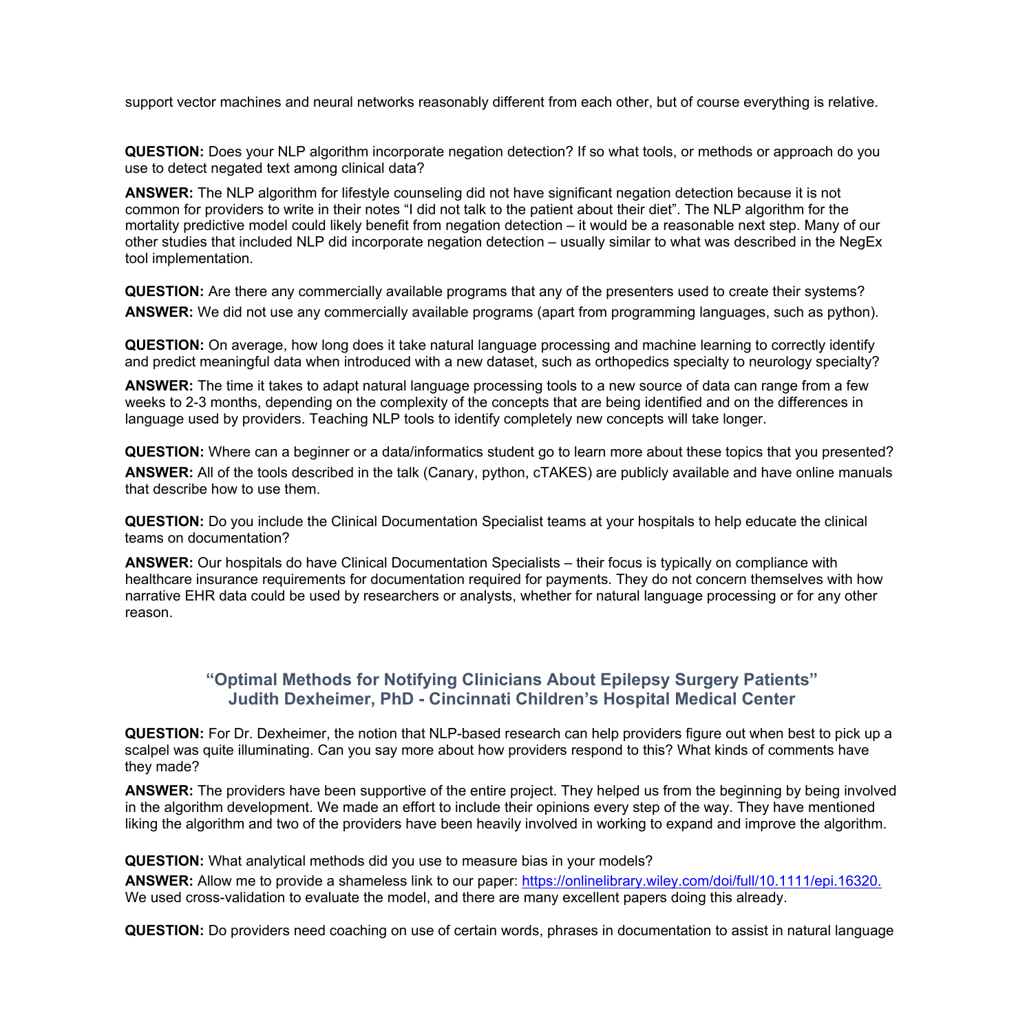support vector machines and neural networks reasonably different from each other, but of course everything is relative.

**QUESTION:** Does your NLP algorithm incorporate negation detection? If so what tools, or methods or approach do you use to detect negated text among clinical data?

**ANSWER:** The NLP algorithm for lifestyle counseling did not have significant negation detection because it is not common for providers to write in their notes “I did not talk to the patient about their diet”. The NLP algorithm for the mortality predictive model could likely benefit from negation detection – it would be a reasonable next step. Many of our other studies that included NLP did incorporate negation detection – usually similar to what was described in the NegEx tool implementation.

**QUESTION:** Are there any commercially available programs that any of the presenters used to create their systems?

**ANSWER:** We did not use any commercially available programs (apart from programming languages, such as python).

**QUESTION:** On average, how long does it take natural language processing and machine learning to correctly identify and predict meaningful data when introduced with a new dataset, such as orthopedics specialty to neurology specialty?

**ANSWER:** The time it takes to adapt natural language processing tools to a new source of data can range from a few weeks to 2-3 months, depending on the complexity of the concepts that are being identified and on the differences in language used by providers. Teaching NLP tools to identify completely new concepts will take longer.

**QUESTION:** Where can a beginner or a data/informatics student go to learn more about these topics that you presented?

**ANSWER:** All of the tools described in the talk (Canary, python, cTAKES) are publicly available and have online manuals that describe how to use them.

**QUESTION:** Do you include the Clinical Documentation Specialist teams at your hospitals to help educate the clinical teams on documentation?

**ANSWER:** Our hospitals do have Clinical Documentation Specialists – their focus is typically on compliance with healthcare insurance requirements for documentation required for payments. They do not concern themselves with how narrative EHR data could be used by researchers or analysts, whether for natural language processing or for any other reason.

## “Optimal Methods for Notifying Clinicians About Epilepsy Surgery Patients”
## Judith Dexheimer, PhD - Cincinnati Children’s Hospital Medical Center

**QUESTION:** For Dr. Dexheimer, the notion that NLP-based research can help providers figure out when best to pick up a scalpel was quite illuminating. Can you say more about how providers respond to this? What kinds of comments have they made?

**ANSWER:** The providers have been supportive of the entire project. They helped us from the beginning by being involved in the algorithm development. We made an effort to include their opinions every step of the way. They have mentioned liking the algorithm and two of the providers have been heavily involved in working to expand and improve the algorithm.

**QUESTION:** What analytical methods did you use to measure bias in your models?

**ANSWER:** Allow me to provide a shameless link to our paper: [https://onlinelibrary.wiley.com/doi/full/10.1111/epi.16320.](https://onlinelibrary.wiley.com/doi/full/10.1111/epi.16320) We used cross-validation to evaluate the model, and there are many excellent papers doing this already.

**QUESTION:** Do providers need coaching on use of certain words, phrases in documentation to assist in natural language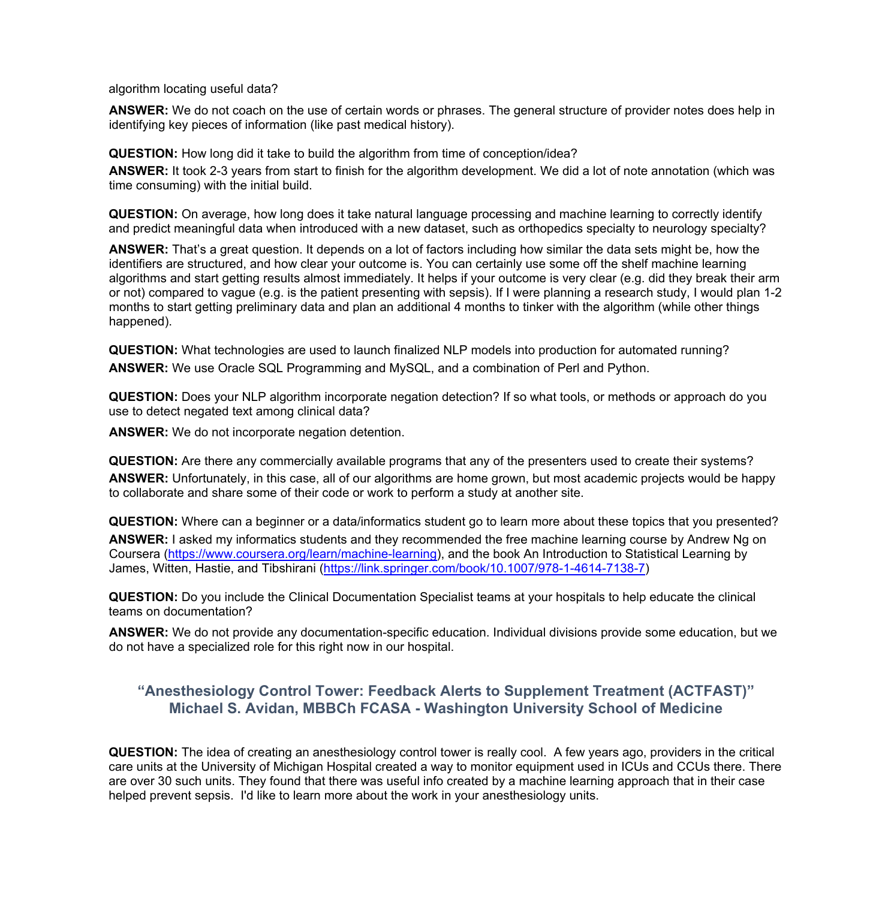algorithm locating useful data?

**ANSWER:** We do not coach on the use of certain words or phrases. The general structure of provider notes does help in identifying key pieces of information (like past medical history).

**QUESTION:** How long did it take to build the algorithm from time of conception/idea?

**ANSWER:** It took 2-3 years from start to finish for the algorithm development. We did a lot of note annotation (which was time consuming) with the initial build.

**QUESTION:** On average, how long does it take natural language processing and machine learning to correctly identify and predict meaningful data when introduced with a new dataset, such as orthopedics specialty to neurology specialty?

**ANSWER:** That's a great question. It depends on a lot of factors including how similar the data sets might be, how the identifiers are structured, and how clear your outcome is. You can certainly use some off the shelf machine learning algorithms and start getting results almost immediately. It helps if your outcome is very clear (e.g. did they break their arm or not) compared to vague (e.g. is the patient presenting with sepsis). If I were planning a research study, I would plan 1-2 months to start getting preliminary data and plan an additional 4 months to tinker with the algorithm (while other things happened).

**QUESTION:** What technologies are used to launch finalized NLP models into production for automated running?

**ANSWER:** We use Oracle SQL Programming and MySQL, and a combination of Perl and Python.

**QUESTION:** Does your NLP algorithm incorporate negation detection? If so what tools, or methods or approach do you use to detect negated text among clinical data?

**ANSWER:** We do not incorporate negation detention.

**QUESTION:** Are there any commercially available programs that any of the presenters used to create their systems?

**ANSWER:** Unfortunately, in this case, all of our algorithms are home grown, but most academic projects would be happy to collaborate and share some of their code or work to perform a study at another site.

**QUESTION:** Where can a beginner or a data/informatics student go to learn more about these topics that you presented?

**ANSWER:** I asked my informatics students and they recommended the free machine learning course by Andrew Ng on Coursera (https://www.coursera.org/learn/machine-learning), and the book An Introduction to Statistical Learning by James, Witten, Hastie, and Tibshirani (https://link.springer.com/book/10.1007/978-1-4614-7138-7)

**QUESTION:** Do you include the Clinical Documentation Specialist teams at your hospitals to help educate the clinical teams on documentation?

**ANSWER:** We do not provide any documentation-specific education. Individual divisions provide some education, but we do not have a specialized role for this right now in our hospital.

## "Anesthesiology Control Tower: Feedback Alerts to Supplement Treatment (ACTFAST)" Michael S. Avidan, MBBCh FCASA - Washington University School of Medicine

**QUESTION:** The idea of creating an anesthesiology control tower is really cool. A few years ago, providers in the critical care units at the University of Michigan Hospital created a way to monitor equipment used in ICUs and CCUs there. There are over 30 such units. They found that there was useful info created by a machine learning approach that in their case helped prevent sepsis. I'd like to learn more about the work in your anesthesiology units.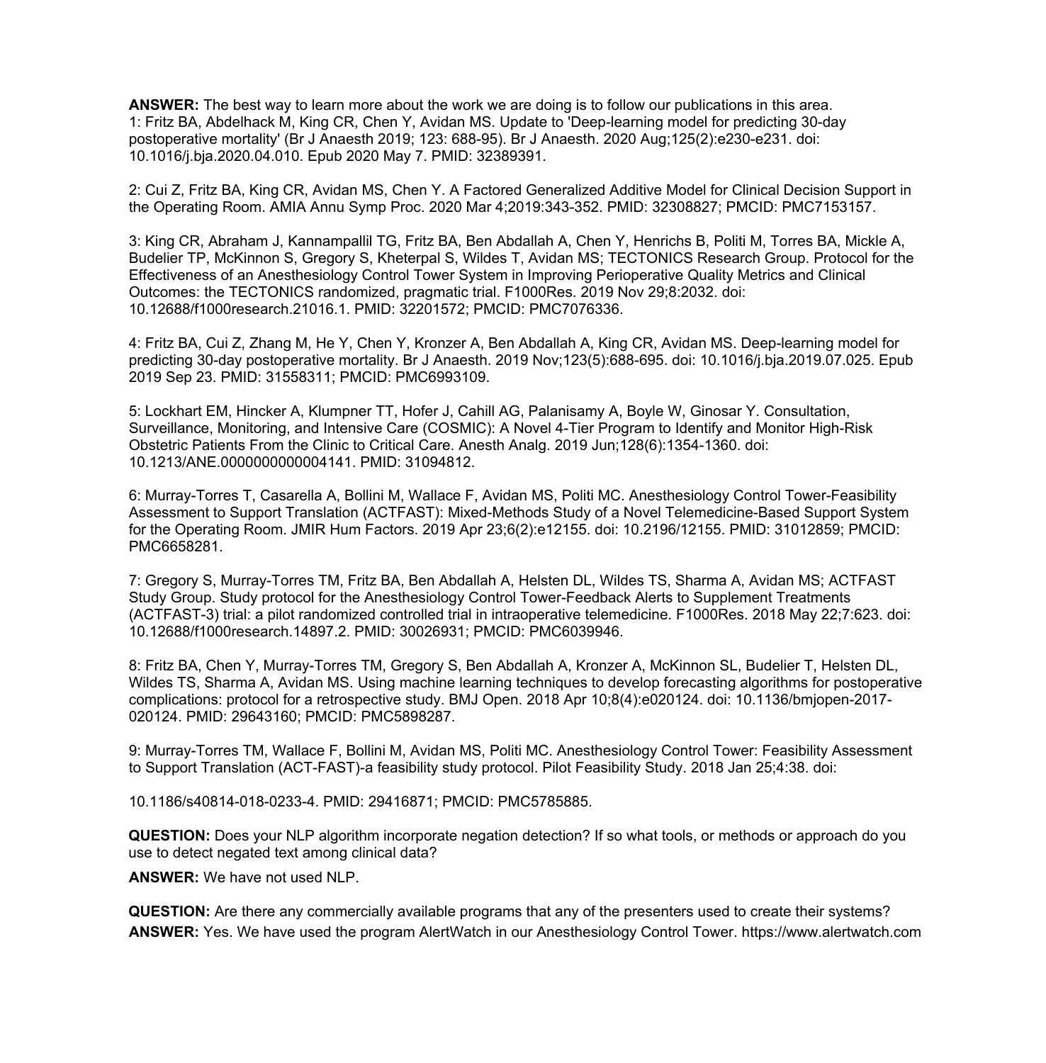**ANSWER:** The best way to learn more about the work we are doing is to follow our publications in this area.
1: Fritz BA, Abdelhack M, King CR, Chen Y, Avidan MS. Update to 'Deep-learning model for predicting 30-day postoperative mortality' (Br J Anaesth 2019; 123: 688-95). Br J Anaesth. 2020 Aug;125(2):e230-e231. doi: 10.1016/j.bja.2020.04.010. Epub 2020 May 7. PMID: 32389391.

2: Cui Z, Fritz BA, King CR, Avidan MS, Chen Y. A Factored Generalized Additive Model for Clinical Decision Support in the Operating Room. AMIA Annu Symp Proc. 2020 Mar 4;2019:343-352. PMID: 32308827; PMCID: PMC7153157.

3: King CR, Abraham J, Kannampallil TG, Fritz BA, Ben Abdallah A, Chen Y, Henrichs B, Politi M, Torres BA, Mickle A, Budelier TP, McKinnon S, Gregory S, Kheterpal S, Wildes T, Avidan MS; TECTONICS Research Group. Protocol for the Effectiveness of an Anesthesiology Control Tower System in Improving Perioperative Quality Metrics and Clinical Outcomes: the TECTONICS randomized, pragmatic trial. F1000Res. 2019 Nov 29;8:2032. doi: 10.12688/f1000research.21016.1. PMID: 32201572; PMCID: PMC7076336.

4: Fritz BA, Cui Z, Zhang M, He Y, Chen Y, Kronzer A, Ben Abdallah A, King CR, Avidan MS. Deep-learning model for predicting 30-day postoperative mortality. Br J Anaesth. 2019 Nov;123(5):688-695. doi: 10.1016/j.bja.2019.07.025. Epub 2019 Sep 23. PMID: 31558311; PMCID: PMC6993109.

5: Lockhart EM, Hincker A, Klumpner TT, Hofer J, Cahill AG, Palanisamy A, Boyle W, Ginosar Y. Consultation, Surveillance, Monitoring, and Intensive Care (COSMIC): A Novel 4-Tier Program to Identify and Monitor High-Risk Obstetric Patients From the Clinic to Critical Care. Anesth Analg. 2019 Jun;128(6):1354-1360. doi: 10.1213/ANE.0000000000004141. PMID: 31094812.

6: Murray-Torres T, Casarella A, Bollini M, Wallace F, Avidan MS, Politi MC. Anesthesiology Control Tower-Feasibility Assessment to Support Translation (ACTFAST): Mixed-Methods Study of a Novel Telemedicine-Based Support System for the Operating Room. JMIR Hum Factors. 2019 Apr 23;6(2):e12155. doi: 10.2196/12155. PMID: 31012859; PMCID: PMC6658281.

7: Gregory S, Murray-Torres TM, Fritz BA, Ben Abdallah A, Helsten DL, Wildes TS, Sharma A, Avidan MS; ACTFAST Study Group. Study protocol for the Anesthesiology Control Tower-Feedback Alerts to Supplement Treatments (ACTFAST-3) trial: a pilot randomized controlled trial in intraoperative telemedicine. F1000Res. 2018 May 22;7:623. doi: 10.12688/f1000research.14897.2. PMID: 30026931; PMCID: PMC6039946.

8: Fritz BA, Chen Y, Murray-Torres TM, Gregory S, Ben Abdallah A, Kronzer A, McKinnon SL, Budelier T, Helsten DL, Wildes TS, Sharma A, Avidan MS. Using machine learning techniques to develop forecasting algorithms for postoperative complications: protocol for a retrospective study. BMJ Open. 2018 Apr 10;8(4):e020124. doi: 10.1136/bmjopen-2017-020124. PMID: 29643160; PMCID: PMC5898287.

9: Murray-Torres TM, Wallace F, Bollini M, Avidan MS, Politi MC. Anesthesiology Control Tower: Feasibility Assessment to Support Translation (ACT-FAST)-a feasibility study protocol. Pilot Feasibility Study. 2018 Jan 25;4:38. doi: 10.1186/s40814-018-0233-4. PMID: 29416871; PMCID: PMC5785885.

**QUESTION:** Does your NLP algorithm incorporate negation detection? If so what tools, or methods or approach do you use to detect negated text among clinical data?

**ANSWER:** We have not used NLP.

**QUESTION:** Are there any commercially available programs that any of the presenters used to create their systems?
**ANSWER:** Yes. We have used the program AlertWatch in our Anesthesiology Control Tower. https://www.alertwatch.com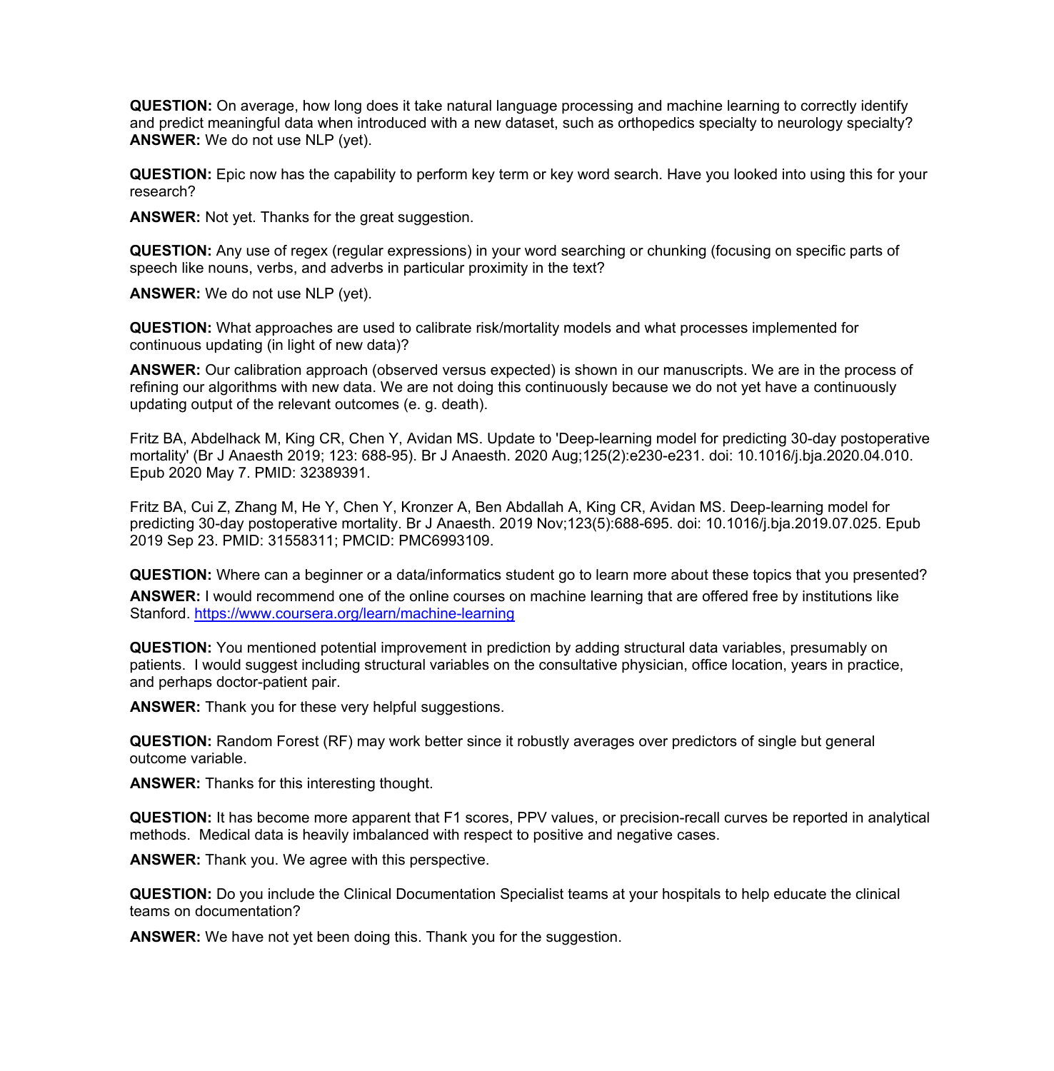**QUESTION:** On average, how long does it take natural language processing and machine learning to correctly identify and predict meaningful data when introduced with a new dataset, such as orthopedics specialty to neurology specialty?
**ANSWER:** We do not use NLP (yet).

**QUESTION:** Epic now has the capability to perform key term or key word search. Have you looked into using this for your research?

**ANSWER:** Not yet. Thanks for the great suggestion.

**QUESTION:** Any use of regex (regular expressions) in your word searching or chunking (focusing on specific parts of speech like nouns, verbs, and adverbs in particular proximity in the text?

**ANSWER:** We do not use NLP (yet).

**QUESTION:** What approaches are used to calibrate risk/mortality models and what processes implemented for continuous updating (in light of new data)?

**ANSWER:** Our calibration approach (observed versus expected) is shown in our manuscripts. We are in the process of refining our algorithms with new data. We are not doing this continuously because we do not yet have a continuously updating output of the relevant outcomes (e. g. death).

Fritz BA, Abdelhack M, King CR, Chen Y, Avidan MS. Update to 'Deep-learning model for predicting 30-day postoperative mortality' (Br J Anaesth 2019; 123: 688-95). Br J Anaesth. 2020 Aug;125(2):e230-e231. doi: 10.1016/j.bja.2020.04.010. Epub 2020 May 7. PMID: 32389391.

Fritz BA, Cui Z, Zhang M, He Y, Chen Y, Kronzer A, Ben Abdallah A, King CR, Avidan MS. Deep-learning model for predicting 30-day postoperative mortality. Br J Anaesth. 2019 Nov;123(5):688-695. doi: 10.1016/j.bja.2019.07.025. Epub 2019 Sep 23. PMID: 31558311; PMCID: PMC6993109.

**QUESTION:** Where can a beginner or a data/informatics student go to learn more about these topics that you presented?

**ANSWER:** I would recommend one of the online courses on machine learning that are offered free by institutions like Stanford. https://www.coursera.org/learn/machine-learning

**QUESTION:** You mentioned potential improvement in prediction by adding structural data variables, presumably on patients. I would suggest including structural variables on the consultative physician, office location, years in practice, and perhaps doctor-patient pair.

**ANSWER:** Thank you for these very helpful suggestions.

**QUESTION:** Random Forest (RF) may work better since it robustly averages over predictors of single but general outcome variable.

**ANSWER:** Thanks for this interesting thought.

**QUESTION:** It has become more apparent that F1 scores, PPV values, or precision-recall curves be reported in analytical methods. Medical data is heavily imbalanced with respect to positive and negative cases.

**ANSWER:** Thank you. We agree with this perspective.

**QUESTION:** Do you include the Clinical Documentation Specialist teams at your hospitals to help educate the clinical teams on documentation?

**ANSWER:** We have not yet been doing this. Thank you for the suggestion.